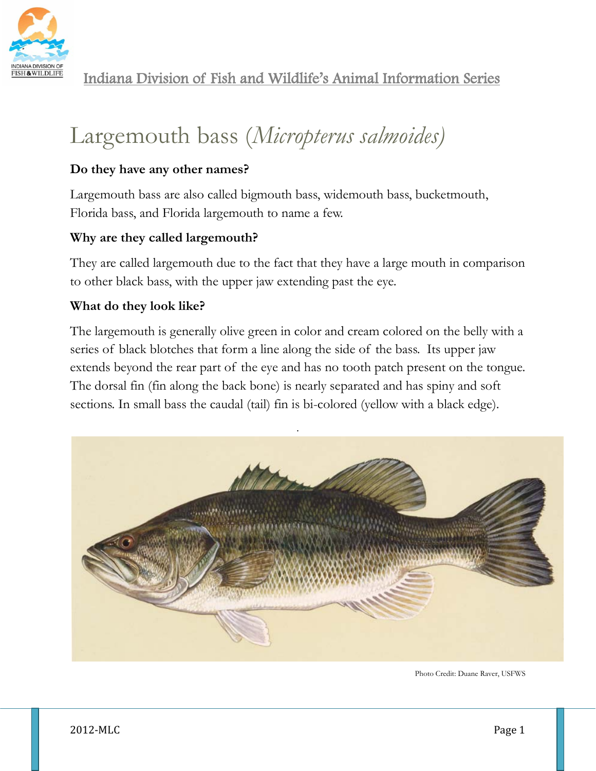Indana Division of Fish and Wildlife's Animal Information Series

# Largemouth bass (*Micropterus salmoides*)

**Do they have any other names?**

Largemouth bass are also called bigmouth bass, widemouth bass, bucketmouth, Florida bass, and Florida largemouth to name a few.

**Why are they called largemouth?**

They are called largemouth due to the fact that they have a large mouth in comparison to other black bass, with the upper jaw extending past the eye.

**What do they look like?**

The largemouth is generally olive green in color and cream colored on the belly with a series of black blotches that form a line along the side of the bass. Its upper jaw extends beyond the rear part of the eye and has no tooth patch present on the tongue. The dorsal fin (fin along the back bone) is nearly separated and has spiny and soft sections. In small bass the caudal (tail) fin is bi-colored (yellow with a black edge).

Photo Credit: Duane Raver, USFWS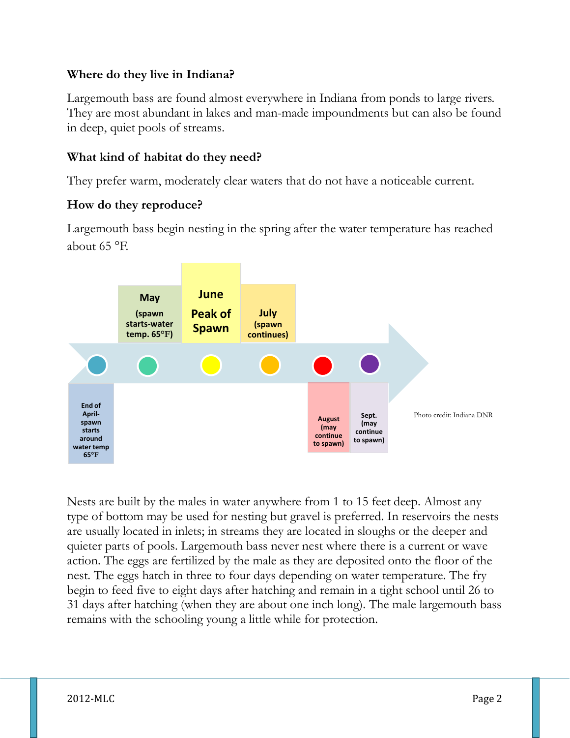### Where do they live in Indiana?

Largemouth bass are found almost everywhere in Indiana from ponds to large rivers. They are most abundant in lakes and man-made impoundments but can also be found in deep, quiet pools of streams.

### What kind of habitat do they need?

They prefer warm, moderately clear waters that do not have a noticeable current.

### How do they reproduce?

Largemouth bass begin nesting in the spring after the water temperature has reached about 65 °F.

End of April- spawn starts around water temp 65°F

May (spawn starts-water temp. 65°F)

June Peak of Spawn

July (spawn continues)

August (may continue to spawn)

Sept. (may continue to spawn)

Photo credit: Indiana DNR

Nests are built by the males in water anywhere from 1 to 15 feet deep. Almost any type of bottom may be used for nesting but gravel is preferred. In reservoirs the nests are usually located in inlets; in streams they are located in sloughs or the deeper and quieter parts of pools. Largemouth bass never nest where there is a current or wave action. The eggs are fertilized by the male as they are deposited onto the floor of the nest. The eggs hatch in three to four days depending on water temperature. The fry begin to feed five to eight days after hatching and remain in a tight school until 26 to 31 days after hatching (when they are about one inch long). The male largemouth bass remains with the schooling young a little while for protection.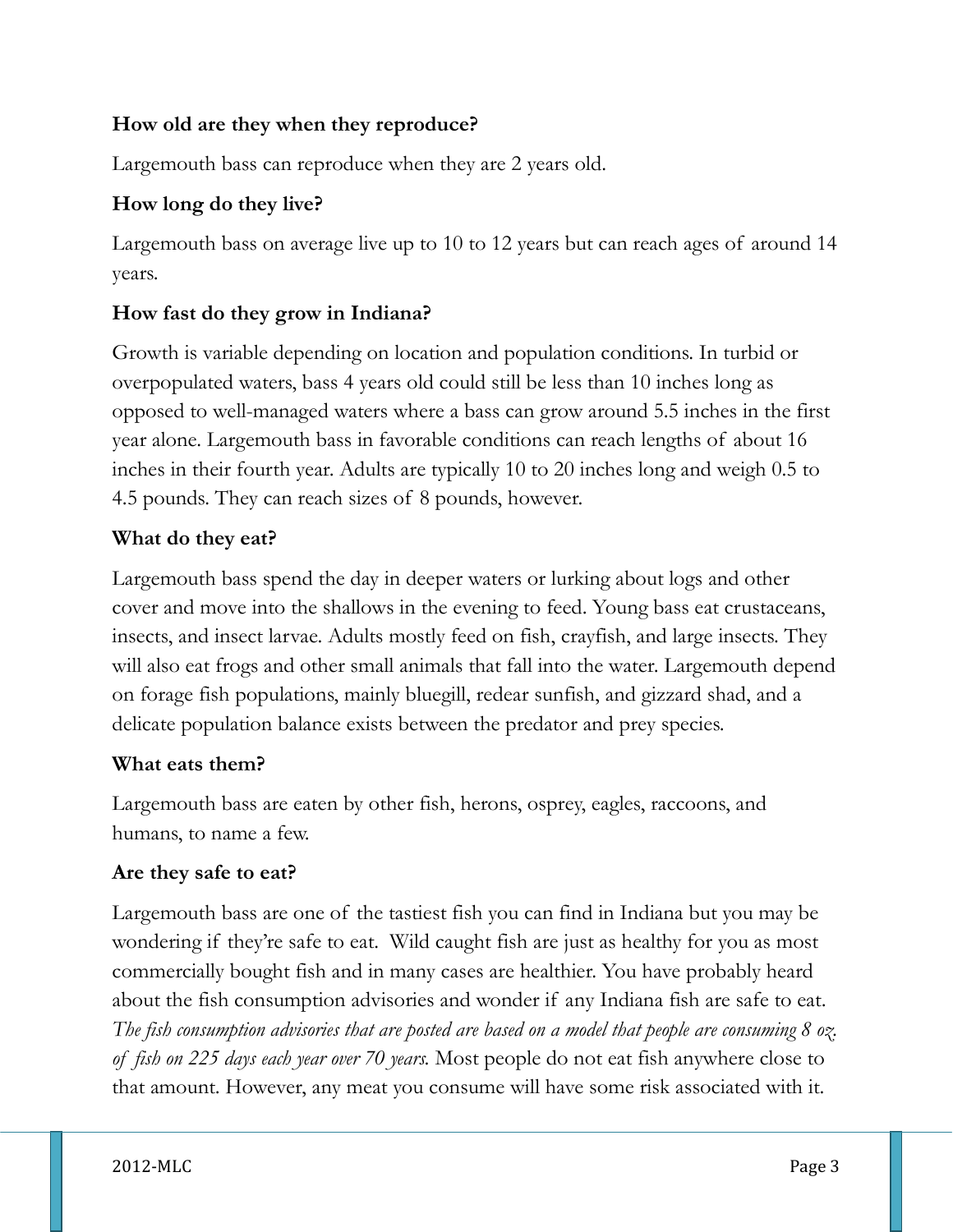**How old are they when they reproduce?**

Largemouth bass can reproduce when they are 2 years old.

**How long do they live?**

Largemouth bass on average live up to 10 to 12 years but can reach ages of around 14 years.

**How fast do they grow in Indiana?**

Growth is variable depending on location and population conditions. In turbid or overpopulated waters, bass 4 years old could still be less than 10 inches long as opposed to well-managed waters where a bass can grow around 5.5 inches in the first year alone. Largemouth bass in favorable conditions can reach lengths of about 16 inches in their fourth year. Adults are typically 10 to 20 inches long and weigh 0.5 to 4.5 pounds. They can reach sizes of 8 pounds, however.

**What do they eat?**

Largemouth bass spend the day in deeper waters or lurking about logs and other cover and move into the shallows in the evening to feed. Young bass eat crustaceans, insects, and insect larvae. Adults mostly feed on fish, crayfish, and large insects. They will also eat frogs and other small animals that fall into the water. Largemouth depend on forage fish populations, mainly bluegill, redear sunfish, and gizzard shad, and a delicate population balance exists between the predator and prey species.

**What eats them?**

Largemouth bass are eaten by other fish, herons, osprey, eagles, raccoons, and humans, to name a few.

**Are they safe to eat?**

Largemouth bass are one of the tastiest fish you can find in Indiana but you may be wondering if they're safe to eat. Wild caught fish are just as healthy for you as most commercially bought fish and in many cases are healthier. You have probably heard about the fish consumption advisories and wonder if any Indiana fish are safe to eat. *The fish consumption advisories that are posted are based on a model that people are consuming 8 oz. of fish on 225 days each year over 70 years.* Most people do not eat fish anywhere close to that amount. However, any meat you consume will have some risk associated with it.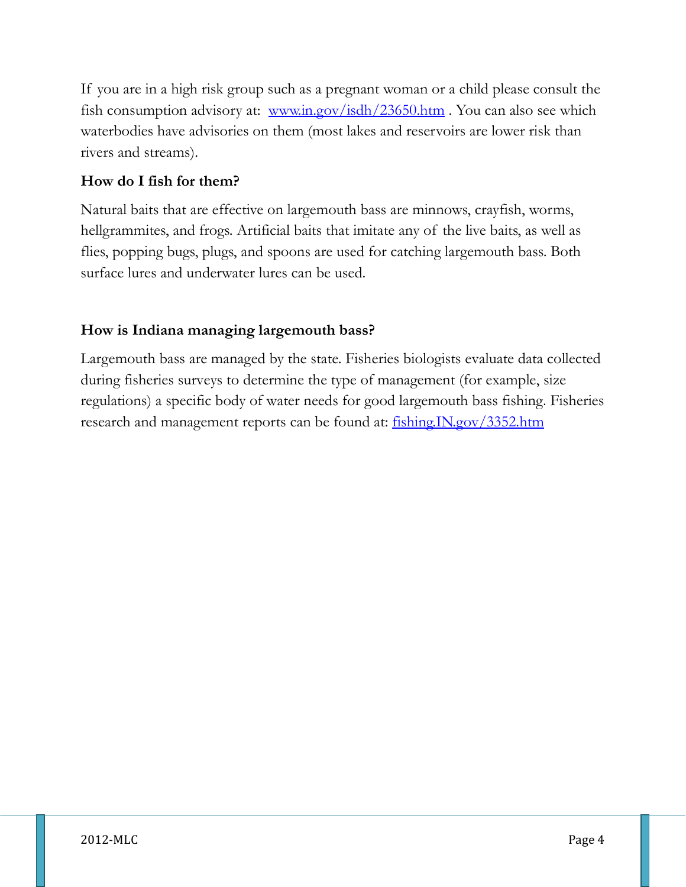If you are in a high risk group such as a pregnant woman or a child please consult the fish consumption advisory at: [www.in.gov/isdh/23650.htm](www.in.gov/isdh/23650.htm) . You can also see which waterbodies have advisories on them (most lakes and reservoirs are lower risk than rivers and streams).

**How do I fish for them?**

Natural baits that are effective on largemouth bass are minnows, crayfish, worms, hellgrammites, and frogs. Artificial baits that imitate any of the live baits, as well as flies, popping bugs, plugs, and spoons are used for catching largemouth bass. Both surface lures and underwater lures can be used.

**How is Indiana managing largemouth bass?**

Largemouth bass are managed by the state. Fisheries biologists evaluate data collected during fisheries surveys to determine the type of management (for example, size regulations) a specific body of water needs for good largemouth bass fishing. Fisheries research and management reports can be found at: [fishing.IN.gov/3352.htm](fishing.IN.gov/3352.htm)